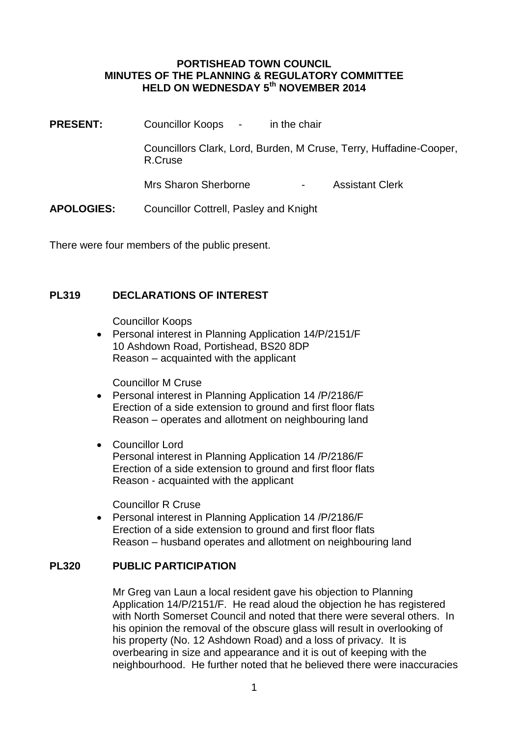**PORTISHEAD TOWN COUNCIL**
**MINUTES OF THE PLANNING & REGULATORY COMMITTEE**
**HELD ON WEDNESDAY 5th NOVEMBER 2014**

**PRESENT:** Councillor Koops - in the chair

Councillors Clark, Lord, Burden, M Cruse, Terry, Huffadine-Cooper, R.Cruse

Mrs Sharon Sherborne - Assistant Clerk

**APOLOGIES:** Councillor Cottrell, Pasley and Knight

There were four members of the public present.

## PL319 DECLARATIONS OF INTEREST

Councillor Koops

- Personal interest in Planning Application 14/P/2151/F
  10 Ashdown Road, Portishead, BS20 8DP
  Reason – acquainted with the applicant

Councillor M Cruse

- Personal interest in Planning Application 14 /P/2186/F
  Erection of a side extension to ground and first floor flats
  Reason – operates and allotment on neighbouring land

- Councillor Lord
  Personal interest in Planning Application 14 /P/2186/F
  Erection of a side extension to ground and first floor flats
  Reason - acquainted with the applicant

Councillor R Cruse

- Personal interest in Planning Application 14 /P/2186/F
  Erection of a side extension to ground and first floor flats
  Reason – husband operates and allotment on neighbouring land

## PL320 PUBLIC PARTICIPATION

Mr Greg van Laun a local resident gave his objection to Planning Application 14/P/2151/F. He read aloud the objection he has registered with North Somerset Council and noted that there were several others. In his opinion the removal of the obscure glass will result in overlooking of his property (No. 12 Ashdown Road) and a loss of privacy. It is overbearing in size and appearance and it is out of keeping with the neighbourhood. He further noted that he believed there were inaccuracies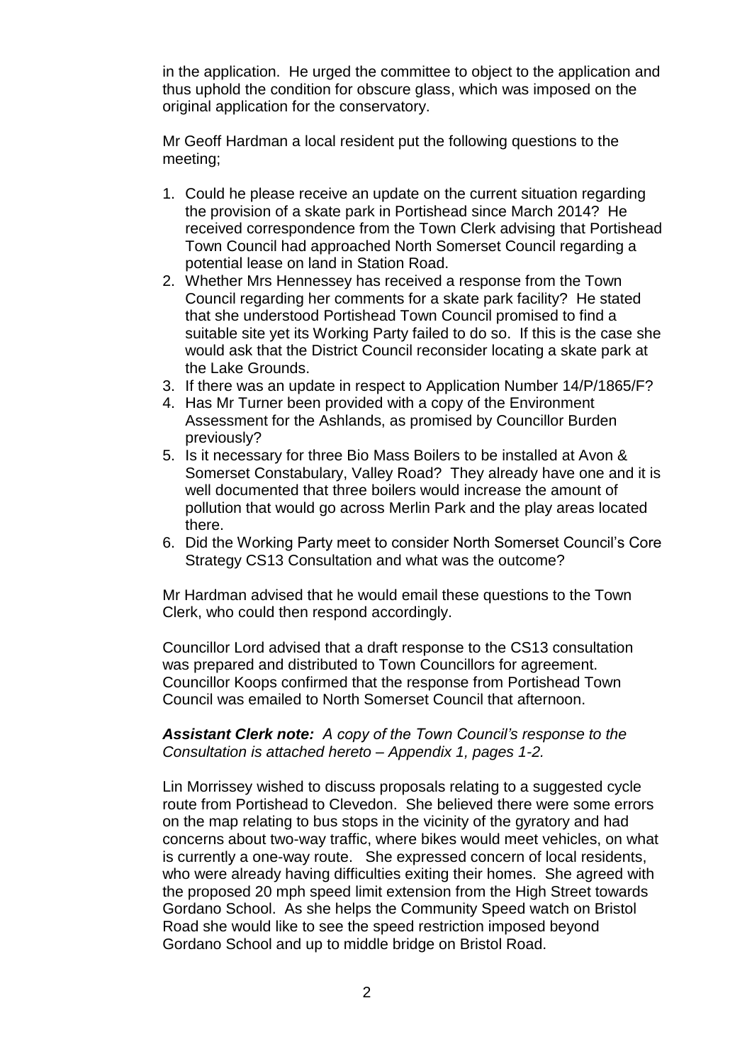in the application. He urged the committee to object to the application and thus uphold the condition for obscure glass, which was imposed on the original application for the conservatory.

Mr Geoff Hardman a local resident put the following questions to the meeting;

1. Could he please receive an update on the current situation regarding the provision of a skate park in Portishead since March 2014? He received correspondence from the Town Clerk advising that Portishead Town Council had approached North Somerset Council regarding a potential lease on land in Station Road.
2. Whether Mrs Hennessey has received a response from the Town Council regarding her comments for a skate park facility? He stated that she understood Portishead Town Council promised to find a suitable site yet its Working Party failed to do so. If this is the case she would ask that the District Council reconsider locating a skate park at the Lake Grounds.
3. If there was an update in respect to Application Number 14/P/1865/F?
4. Has Mr Turner been provided with a copy of the Environment Assessment for the Ashlands, as promised by Councillor Burden previously?
5. Is it necessary for three Bio Mass Boilers to be installed at Avon & Somerset Constabulary, Valley Road? They already have one and it is well documented that three boilers would increase the amount of pollution that would go across Merlin Park and the play areas located there.
6. Did the Working Party meet to consider North Somerset Council's Core Strategy CS13 Consultation and what was the outcome?

Mr Hardman advised that he would email these questions to the Town Clerk, who could then respond accordingly.

Councillor Lord advised that a draft response to the CS13 consultation was prepared and distributed to Town Councillors for agreement. Councillor Koops confirmed that the response from Portishead Town Council was emailed to North Somerset Council that afternoon.

***Assistant Clerk note:*** *A copy of the Town Council's response to the Consultation is attached hereto – Appendix 1, pages 1-2.*

Lin Morrissey wished to discuss proposals relating to a suggested cycle route from Portishead to Clevedon. She believed there were some errors on the map relating to bus stops in the vicinity of the gyratory and had concerns about two-way traffic, where bikes would meet vehicles, on what is currently a one-way route. She expressed concern of local residents, who were already having difficulties exiting their homes. She agreed with the proposed 20 mph speed limit extension from the High Street towards Gordano School. As she helps the Community Speed watch on Bristol Road she would like to see the speed restriction imposed beyond Gordano School and up to middle bridge on Bristol Road.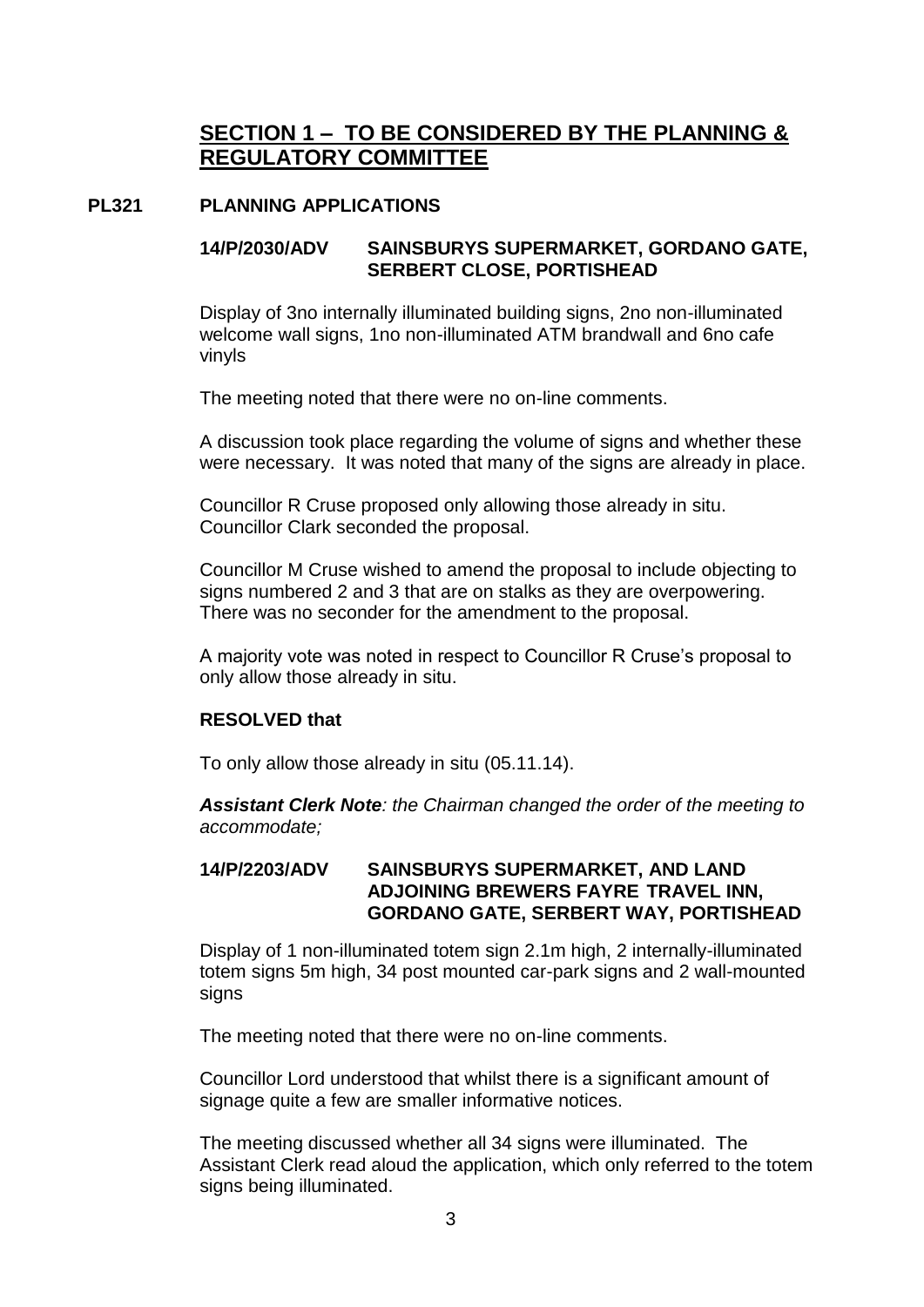## SECTION 1 – TO BE CONSIDERED BY THE PLANNING & REGULATORY COMMITTEE

### PL321 PLANNING APPLICATIONS

**14/P/2030/ADV SAINSBURYS SUPERMARKET, GORDANO GATE, SERBERT CLOSE, PORTISHEAD**

Display of 3no internally illuminated building signs, 2no non-illuminated welcome wall signs, 1no non-illuminated ATM brandwall and 6no cafe vinyls

The meeting noted that there were no on-line comments.

A discussion took place regarding the volume of signs and whether these were necessary. It was noted that many of the signs are already in place.

Councillor R Cruse proposed only allowing those already in situ. Councillor Clark seconded the proposal.

Councillor M Cruse wished to amend the proposal to include objecting to signs numbered 2 and 3 that are on stalks as they are overpowering. There was no seconder for the amendment to the proposal.

A majority vote was noted in respect to Councillor R Cruse's proposal to only allow those already in situ.

**RESOLVED that**

To only allow those already in situ (05.11.14).

***Assistant Clerk Note****: the Chairman changed the order of the meeting to accommodate;*

**14/P/2203/ADV SAINSBURYS SUPERMARKET, AND LAND ADJOINING BREWERS FAYRE TRAVEL INN, GORDANO GATE, SERBERT WAY, PORTISHEAD**

Display of 1 non-illuminated totem sign 2.1m high, 2 internally-illuminated totem signs 5m high, 34 post mounted car-park signs and 2 wall-mounted signs

The meeting noted that there were no on-line comments.

Councillor Lord understood that whilst there is a significant amount of signage quite a few are smaller informative notices.

The meeting discussed whether all 34 signs were illuminated. The Assistant Clerk read aloud the application, which only referred to the totem signs being illuminated.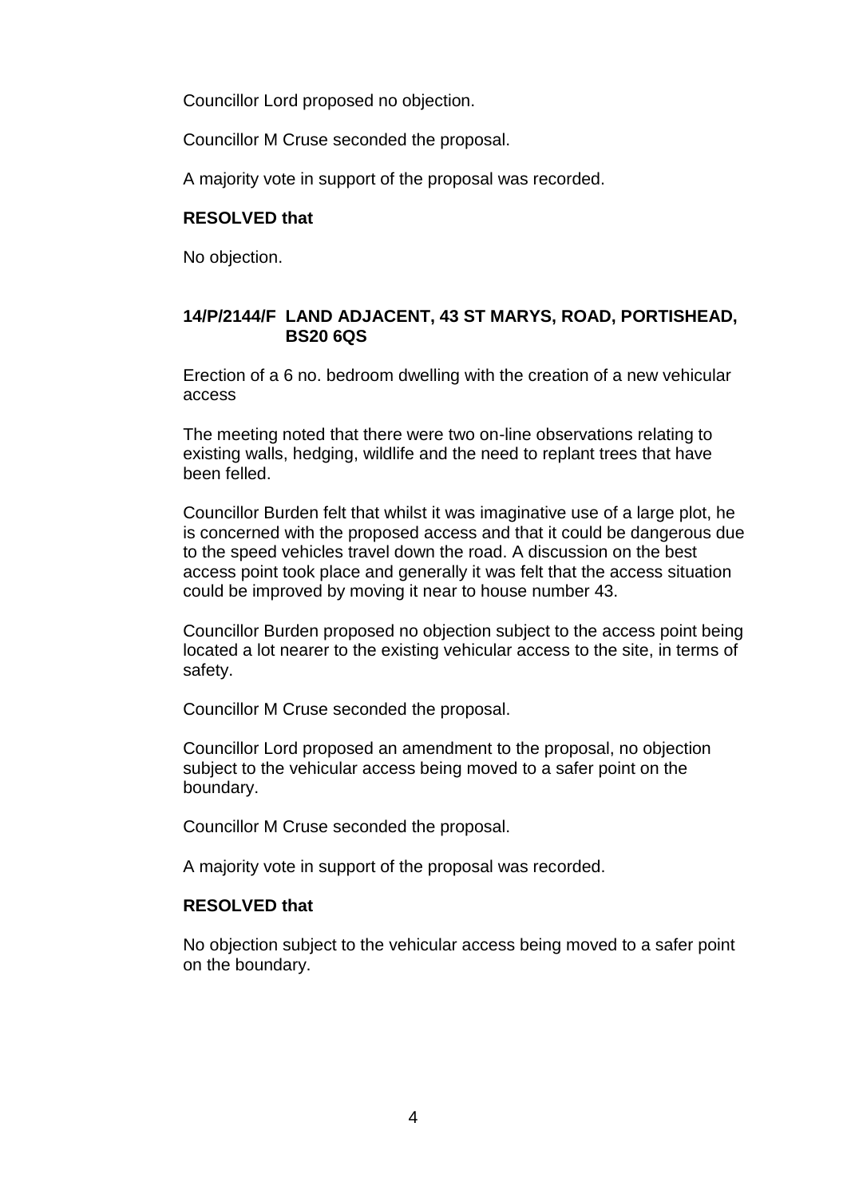Councillor Lord proposed no objection.

Councillor M Cruse seconded the proposal.

A majority vote in support of the proposal was recorded.

**RESOLVED that**

No objection.

**14/P/2144/F LAND ADJACENT, 43 ST MARYS, ROAD, PORTISHEAD, BS20 6QS**

Erection of a 6 no. bedroom dwelling with the creation of a new vehicular access

The meeting noted that there were two on-line observations relating to existing walls, hedging, wildlife and the need to replant trees that have been felled.

Councillor Burden felt that whilst it was imaginative use of a large plot, he is concerned with the proposed access and that it could be dangerous due to the speed vehicles travel down the road. A discussion on the best access point took place and generally it was felt that the access situation could be improved by moving it near to house number 43.

Councillor Burden proposed no objection subject to the access point being located a lot nearer to the existing vehicular access to the site, in terms of safety.

Councillor M Cruse seconded the proposal.

Councillor Lord proposed an amendment to the proposal, no objection subject to the vehicular access being moved to a safer point on the boundary.

Councillor M Cruse seconded the proposal.

A majority vote in support of the proposal was recorded.

**RESOLVED that**

No objection subject to the vehicular access being moved to a safer point on the boundary.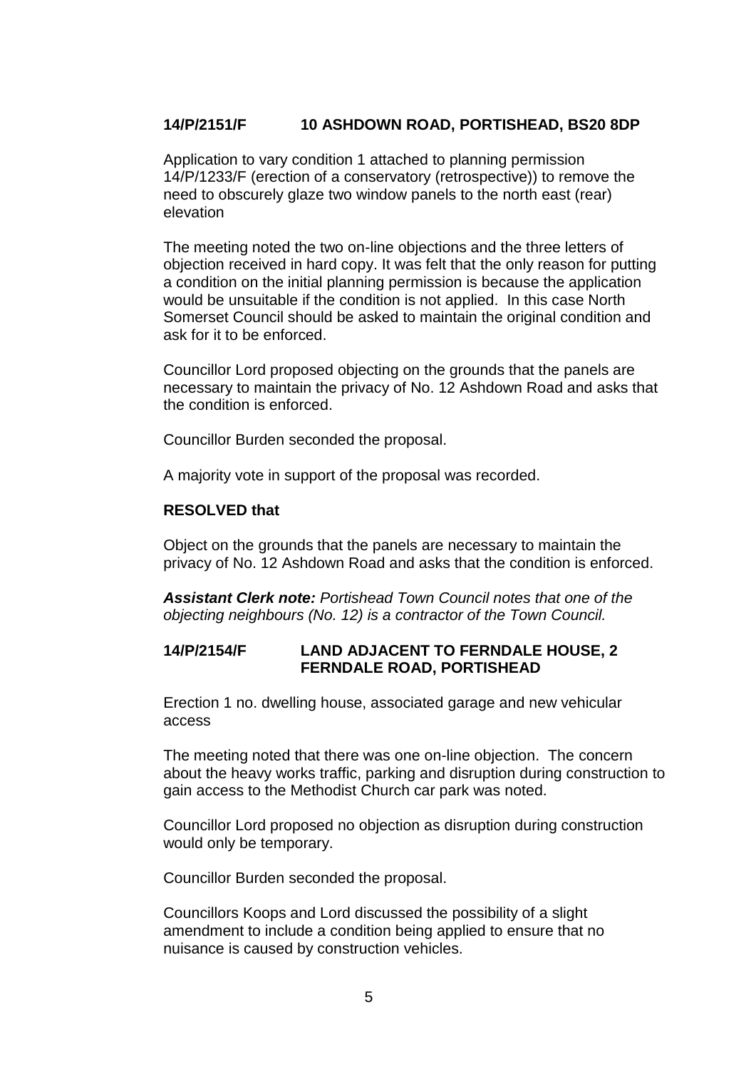**14/P/2151/F 10 ASHDOWN ROAD, PORTISHEAD, BS20 8DP**

Application to vary condition 1 attached to planning permission 14/P/1233/F (erection of a conservatory (retrospective)) to remove the need to obscurely glaze two window panels to the north east (rear) elevation

The meeting noted the two on-line objections and the three letters of objection received in hard copy. It was felt that the only reason for putting a condition on the initial planning permission is because the application would be unsuitable if the condition is not applied. In this case North Somerset Council should be asked to maintain the original condition and ask for it to be enforced.

Councillor Lord proposed objecting on the grounds that the panels are necessary to maintain the privacy of No. 12 Ashdown Road and asks that the condition is enforced.

Councillor Burden seconded the proposal.

A majority vote in support of the proposal was recorded.

**RESOLVED that**

Object on the grounds that the panels are necessary to maintain the privacy of No. 12 Ashdown Road and asks that the condition is enforced.

***Assistant Clerk note:*** *Portishead Town Council notes that one of the objecting neighbours (No. 12) is a contractor of the Town Council.*

**14/P/2154/F LAND ADJACENT TO FERNDALE HOUSE, 2 FERNDALE ROAD, PORTISHEAD**

Erection 1 no. dwelling house, associated garage and new vehicular access

The meeting noted that there was one on-line objection. The concern about the heavy works traffic, parking and disruption during construction to gain access to the Methodist Church car park was noted.

Councillor Lord proposed no objection as disruption during construction would only be temporary.

Councillor Burden seconded the proposal.

Councillors Koops and Lord discussed the possibility of a slight amendment to include a condition being applied to ensure that no nuisance is caused by construction vehicles.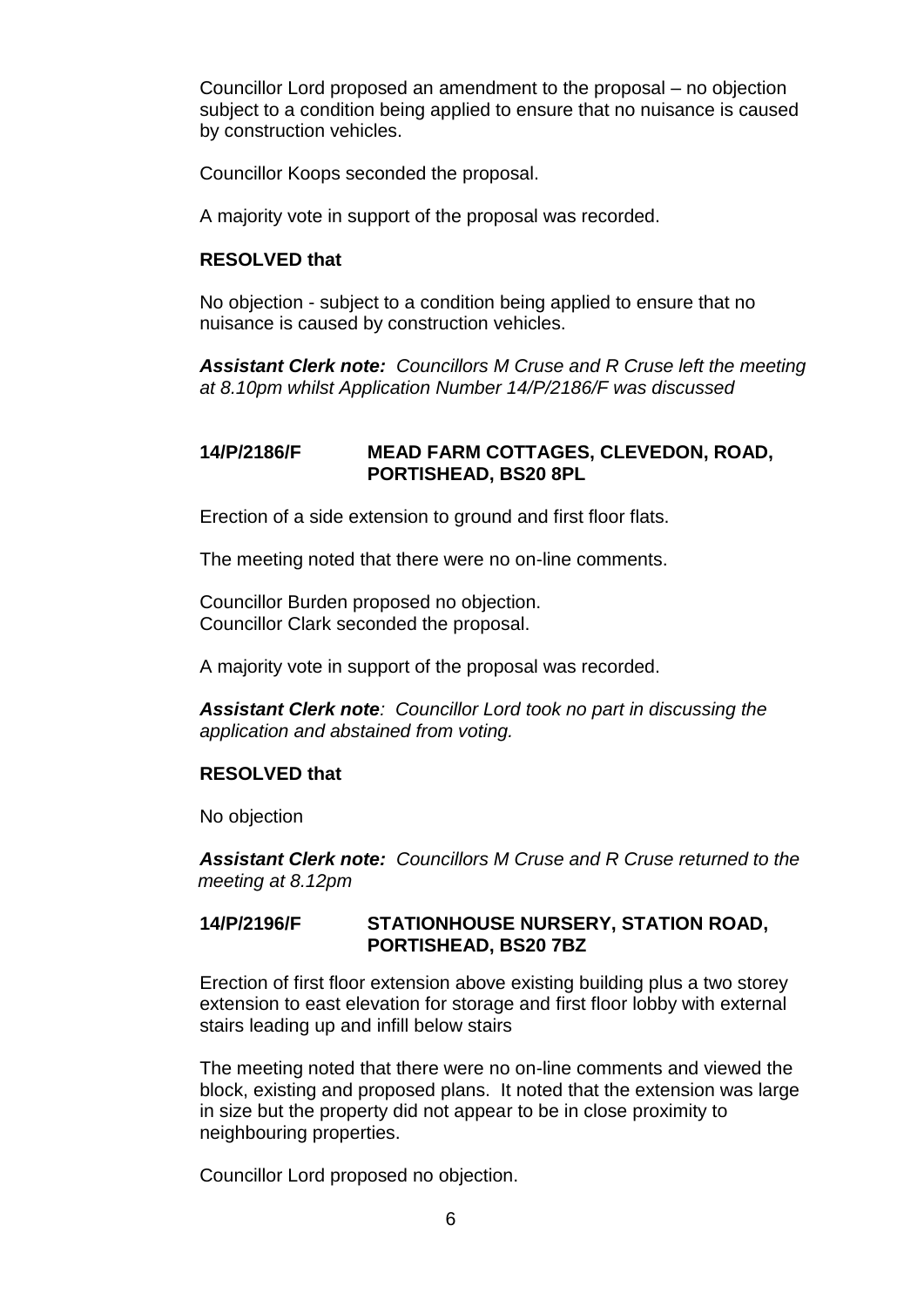Councillor Lord proposed an amendment to the proposal – no objection subject to a condition being applied to ensure that no nuisance is caused by construction vehicles.

Councillor Koops seconded the proposal.

A majority vote in support of the proposal was recorded.

**RESOLVED that**

No objection - subject to a condition being applied to ensure that no nuisance is caused by construction vehicles.

***Assistant Clerk note:*** *Councillors M Cruse and R Cruse left the meeting at 8.10pm whilst Application Number 14/P/2186/F was discussed*

### 14/P/2186/F MEAD FARM COTTAGES, CLEVEDON, ROAD, PORTISHEAD, BS20 8PL

Erection of a side extension to ground and first floor flats.

The meeting noted that there were no on-line comments.

Councillor Burden proposed no objection.
Councillor Clark seconded the proposal.

A majority vote in support of the proposal was recorded.

***Assistant Clerk note****: Councillor Lord took no part in discussing the application and abstained from voting.*

**RESOLVED that**

No objection

***Assistant Clerk note:*** *Councillors M Cruse and R Cruse returned to the meeting at 8.12pm*

### 14/P/2196/F STATIONHOUSE NURSERY, STATION ROAD, PORTISHEAD, BS20 7BZ

Erection of first floor extension above existing building plus a two storey extension to east elevation for storage and first floor lobby with external stairs leading up and infill below stairs

The meeting noted that there were no on-line comments and viewed the block, existing and proposed plans. It noted that the extension was large in size but the property did not appear to be in close proximity to neighbouring properties.

Councillor Lord proposed no objection.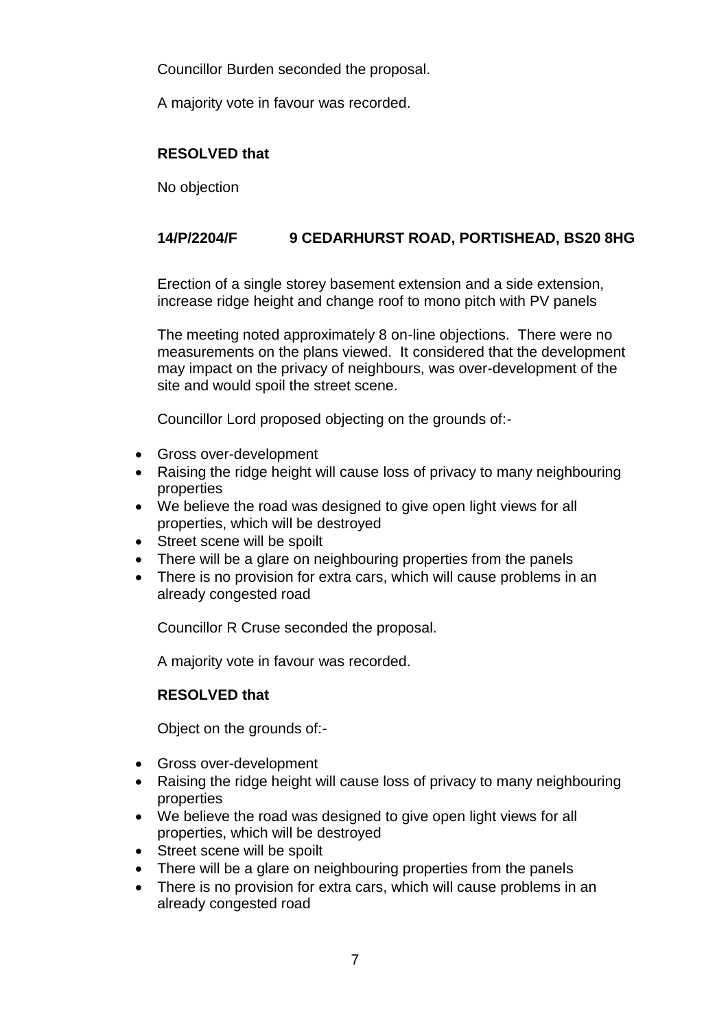Councillor Burden seconded the proposal.

A majority vote in favour was recorded.

**RESOLVED that**

No objection

### 14/P/2204/F 9 CEDARHURST ROAD, PORTISHEAD, BS20 8HG

Erection of a single storey basement extension and a side extension, increase ridge height and change roof to mono pitch with PV panels

The meeting noted approximately 8 on-line objections. There were no measurements on the plans viewed. It considered that the development may impact on the privacy of neighbours, was over-development of the site and would spoil the street scene.

Councillor Lord proposed objecting on the grounds of:-

- Gross over-development
- Raising the ridge height will cause loss of privacy to many neighbouring properties
- We believe the road was designed to give open light views for all properties, which will be destroyed
- Street scene will be spoilt
- There will be a glare on neighbouring properties from the panels
- There is no provision for extra cars, which will cause problems in an already congested road

Councillor R Cruse seconded the proposal.

A majority vote in favour was recorded.

**RESOLVED that**

Object on the grounds of:-

- Gross over-development
- Raising the ridge height will cause loss of privacy to many neighbouring properties
- We believe the road was designed to give open light views for all properties, which will be destroyed
- Street scene will be spoilt
- There will be a glare on neighbouring properties from the panels
- There is no provision for extra cars, which will cause problems in an already congested road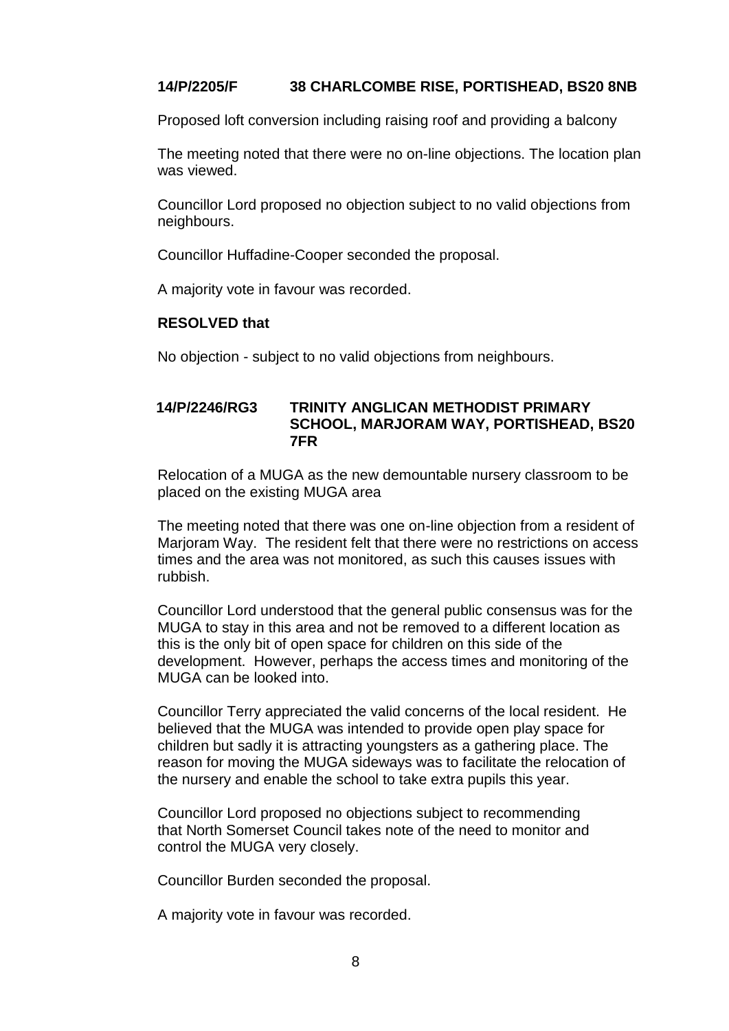**14/P/2205/F 38 CHARLCOMBE RISE, PORTISHEAD, BS20 8NB**

Proposed loft conversion including raising roof and providing a balcony

The meeting noted that there were no on-line objections. The location plan was viewed.

Councillor Lord proposed no objection subject to no valid objections from neighbours.

Councillor Huffadine-Cooper seconded the proposal.

A majority vote in favour was recorded.

**RESOLVED that**

No objection - subject to no valid objections from neighbours.

**14/P/2246/RG3 TRINITY ANGLICAN METHODIST PRIMARY SCHOOL, MARJORAM WAY, PORTISHEAD, BS20 7FR**

Relocation of a MUGA as the new demountable nursery classroom to be placed on the existing MUGA area

The meeting noted that there was one on-line objection from a resident of Marjoram Way. The resident felt that there were no restrictions on access times and the area was not monitored, as such this causes issues with rubbish.

Councillor Lord understood that the general public consensus was for the MUGA to stay in this area and not be removed to a different location as this is the only bit of open space for children on this side of the development. However, perhaps the access times and monitoring of the MUGA can be looked into.

Councillor Terry appreciated the valid concerns of the local resident. He believed that the MUGA was intended to provide open play space for children but sadly it is attracting youngsters as a gathering place. The reason for moving the MUGA sideways was to facilitate the relocation of the nursery and enable the school to take extra pupils this year.

Councillor Lord proposed no objections subject to recommending that North Somerset Council takes note of the need to monitor and control the MUGA very closely.

Councillor Burden seconded the proposal.

A majority vote in favour was recorded.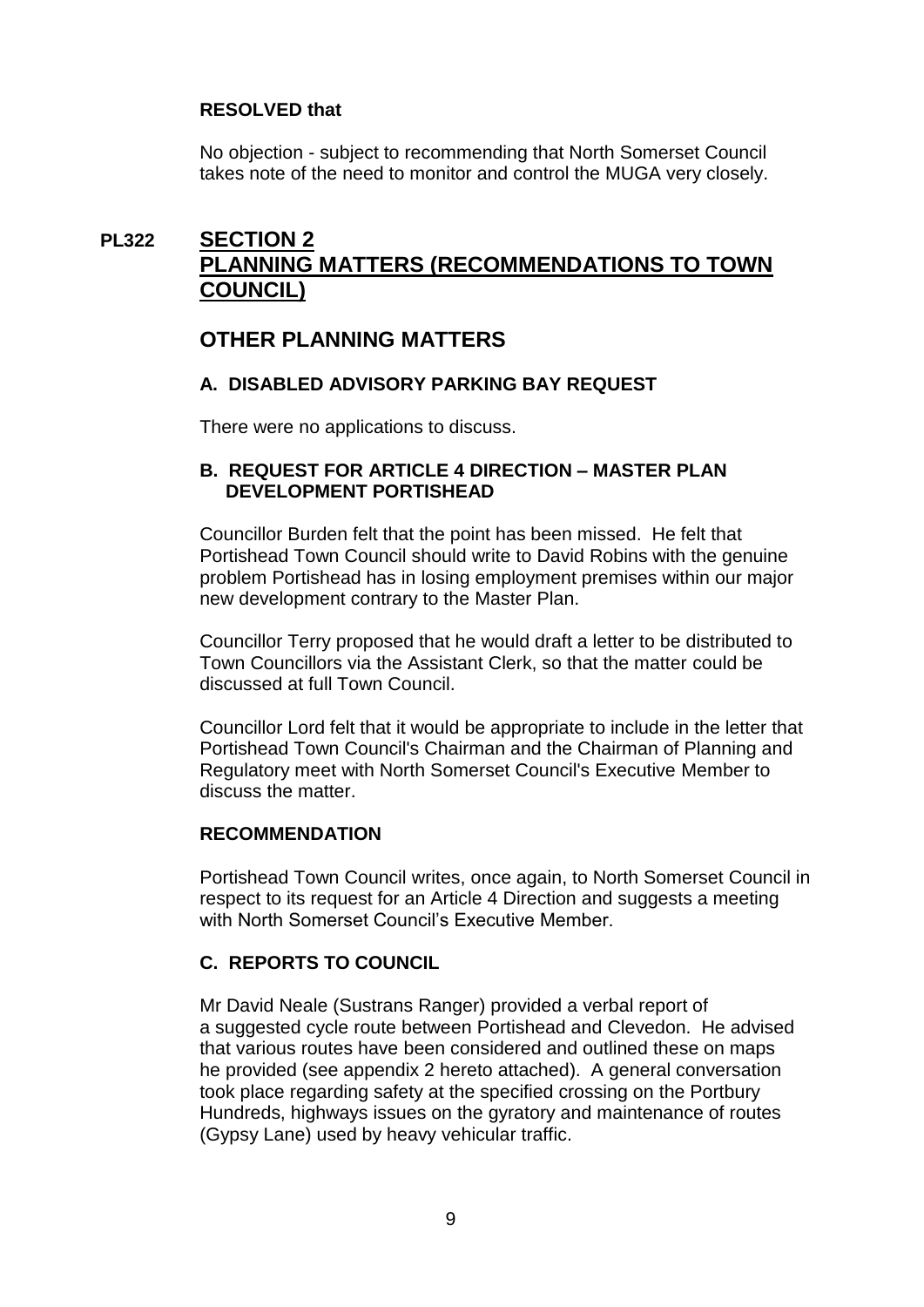**RESOLVED that**

No objection - subject to recommending that North Somerset Council takes note of the need to monitor and control the MUGA very closely.

## PL322 SECTION 2 PLANNING MATTERS (RECOMMENDATIONS TO TOWN COUNCIL)

## OTHER PLANNING MATTERS

### A. DISABLED ADVISORY PARKING BAY REQUEST

There were no applications to discuss.

### B. REQUEST FOR ARTICLE 4 DIRECTION – MASTER PLAN DEVELOPMENT PORTISHEAD

Councillor Burden felt that the point has been missed. He felt that Portishead Town Council should write to David Robins with the genuine problem Portishead has in losing employment premises within our major new development contrary to the Master Plan.

Councillor Terry proposed that he would draft a letter to be distributed to Town Councillors via the Assistant Clerk, so that the matter could be discussed at full Town Council.

Councillor Lord felt that it would be appropriate to include in the letter that Portishead Town Council's Chairman and the Chairman of Planning and Regulatory meet with North Somerset Council's Executive Member to discuss the matter.

**RECOMMENDATION**

Portishead Town Council writes, once again, to North Somerset Council in respect to its request for an Article 4 Direction and suggests a meeting with North Somerset Council's Executive Member.

### C. REPORTS TO COUNCIL

Mr David Neale (Sustrans Ranger) provided a verbal report of a suggested cycle route between Portishead and Clevedon. He advised that various routes have been considered and outlined these on maps he provided (see appendix 2 hereto attached). A general conversation took place regarding safety at the specified crossing on the Portbury Hundreds, highways issues on the gyratory and maintenance of routes (Gypsy Lane) used by heavy vehicular traffic.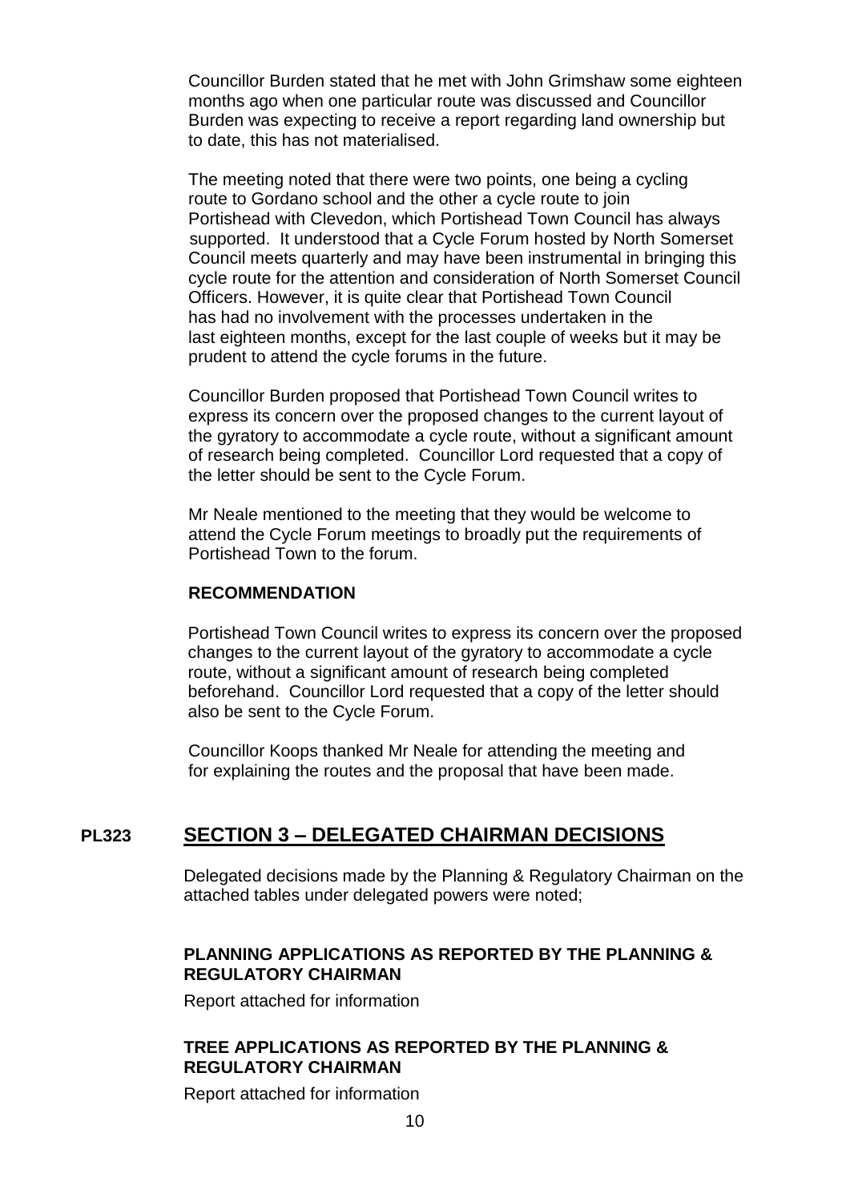Councillor Burden stated that he met with John Grimshaw some eighteen months ago when one particular route was discussed and Councillor Burden was expecting to receive a report regarding land ownership but to date, this has not materialised.

The meeting noted that there were two points, one being a cycling route to Gordano school and the other a cycle route to join Portishead with Clevedon, which Portishead Town Council has always supported. It understood that a Cycle Forum hosted by North Somerset Council meets quarterly and may have been instrumental in bringing this cycle route for the attention and consideration of North Somerset Council Officers. However, it is quite clear that Portishead Town Council has had no involvement with the processes undertaken in the last eighteen months, except for the last couple of weeks but it may be prudent to attend the cycle forums in the future.

Councillor Burden proposed that Portishead Town Council writes to express its concern over the proposed changes to the current layout of the gyratory to accommodate a cycle route, without a significant amount of research being completed. Councillor Lord requested that a copy of the letter should be sent to the Cycle Forum.

Mr Neale mentioned to the meeting that they would be welcome to attend the Cycle Forum meetings to broadly put the requirements of Portishead Town to the forum.

**RECOMMENDATION**

Portishead Town Council writes to express its concern over the proposed changes to the current layout of the gyratory to accommodate a cycle route, without a significant amount of research being completed beforehand. Councillor Lord requested that a copy of the letter should also be sent to the Cycle Forum.

Councillor Koops thanked Mr Neale for attending the meeting and for explaining the routes and the proposal that have been made.

## PL323 SECTION 3 – DELEGATED CHAIRMAN DECISIONS

Delegated decisions made by the Planning & Regulatory Chairman on the attached tables under delegated powers were noted;

**PLANNING APPLICATIONS AS REPORTED BY THE PLANNING & REGULATORY CHAIRMAN**

Report attached for information

**TREE APPLICATIONS AS REPORTED BY THE PLANNING & REGULATORY CHAIRMAN**

Report attached for information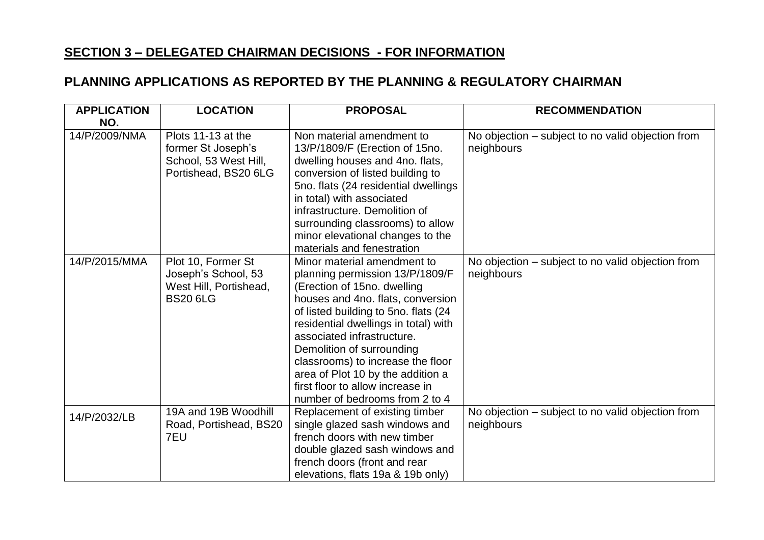## SECTION 3 – DELEGATED CHAIRMAN DECISIONS - FOR INFORMATION

## PLANNING APPLICATIONS AS REPORTED BY THE PLANNING & REGULATORY CHAIRMAN

| APPLICATION NO. | LOCATION | PROPOSAL | RECOMMENDATION |
| --- | --- | --- | --- |
| 14/P/2009/NMA | Plots 11-13 at the former St Joseph's School, 53 West Hill, Portishead, BS20 6LG | Non material amendment to 13/P/1809/F (Erection of 15no. dwelling houses and 4no. flats, conversion of listed building to 5no. flats (24 residential dwellings in total) with associated infrastructure. Demolition of surrounding classrooms) to allow minor elevational changes to the materials and fenestration | No objection – subject to no valid objection from neighbours |
| 14/P/2015/MMA | Plot 10, Former St Joseph's School, 53 West Hill, Portishead, BS20 6LG | Minor material amendment to planning permission 13/P/1809/F (Erection of 15no. dwelling houses and 4no. flats, conversion of listed building to 5no. flats (24 residential dwellings in total) with associated infrastructure. Demolition of surrounding classrooms) to increase the floor area of Plot 10 by the addition a first floor to allow increase in number of bedrooms from 2 to 4 | No objection – subject to no valid objection from neighbours |
| 14/P/2032/LB | 19A and 19B Woodhill Road, Portishead, BS20 7EU | Replacement of existing timber single glazed sash windows and french doors with new timber double glazed sash windows and french doors (front and rear elevations, flats 19a & 19b only) | No objection – subject to no valid objection from neighbours |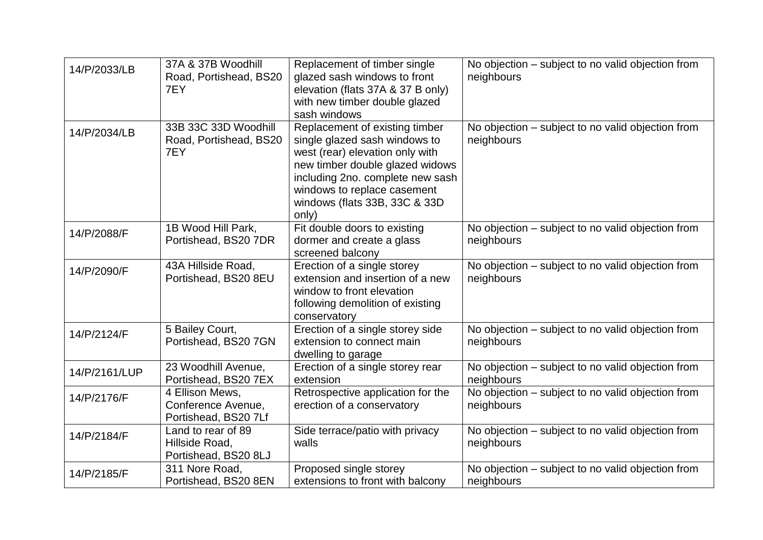| 14/P/2033/LB | 37A & 37B Woodhill Road, Portishead, BS20 7EY | Replacement of timber single glazed sash windows to front elevation (flats 37A & 37 B only) with new timber double glazed sash windows | No objection – subject to no valid objection from neighbours |
|---|---|---|---|
| 14/P/2034/LB | 33B 33C 33D Woodhill Road, Portishead, BS20 7EY | Replacement of existing timber single glazed sash windows to west (rear) elevation only with new timber double glazed widows including 2no. complete new sash windows to replace casement windows (flats 33B, 33C & 33D only) | No objection – subject to no valid objection from neighbours |
| 14/P/2088/F | 1B Wood Hill Park, Portishead, BS20 7DR | Fit double doors to existing dormer and create a glass screened balcony | No objection – subject to no valid objection from neighbours |
| 14/P/2090/F | 43A Hillside Road, Portishead, BS20 8EU | Erection of a single storey extension and insertion of a new window to front elevation following demolition of existing conservatory | No objection – subject to no valid objection from neighbours |
| 14/P/2124/F | 5 Bailey Court, Portishead, BS20 7GN | Erection of a single storey side extension to connect main dwelling to garage | No objection – subject to no valid objection from neighbours |
| 14/P/2161/LUP | 23 Woodhill Avenue, Portishead, BS20 7EX | Erection of a single storey rear extension | No objection – subject to no valid objection from neighbours |
| 14/P/2176/F | 4 Ellison Mews, Conference Avenue, Portishead, BS20 7Lf | Retrospective application for the erection of a conservatory | No objection – subject to no valid objection from neighbours |
| 14/P/2184/F | Land to rear of 89 Hillside Road, Portishead, BS20 8LJ | Side terrace/patio with privacy walls | No objection – subject to no valid objection from neighbours |
| 14/P/2185/F | 311 Nore Road, Portishead, BS20 8EN | Proposed single storey extensions to front with balcony | No objection – subject to no valid objection from neighbours |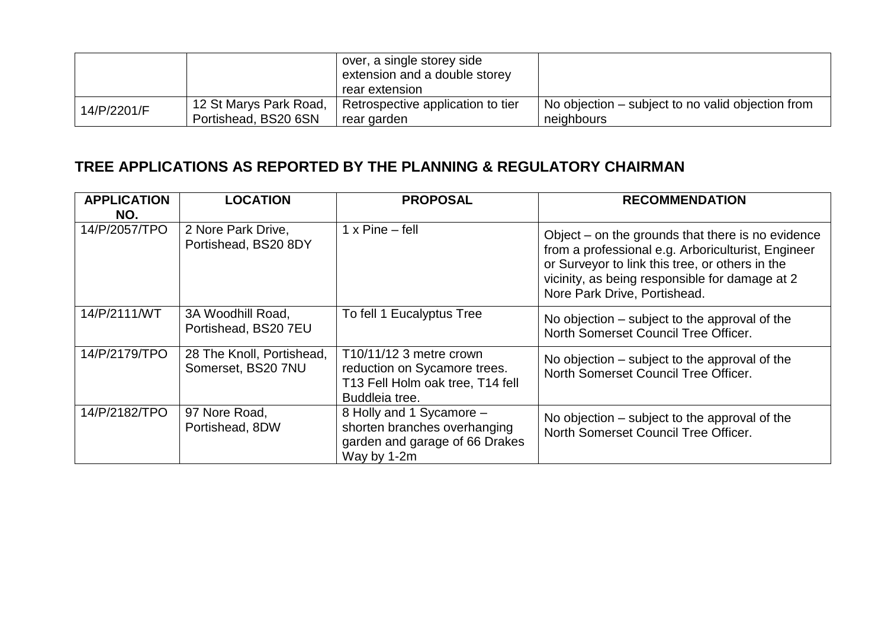|  |  | over, a single storey side extension and a double storey rear extension |  |
|---|---|---|---|
| 14/P/2201/F | 12 St Marys Park Road, Portishead, BS20 6SN | Retrospective application to tier rear garden | No objection – subject to no valid objection from neighbours |

## TREE APPLICATIONS AS REPORTED BY THE PLANNING & REGULATORY CHAIRMAN

| APPLICATION NO. | LOCATION | PROPOSAL | RECOMMENDATION |
|---|---|---|---|
| 14/P/2057/TPO | 2 Nore Park Drive, Portishead, BS20 8DY | 1 x Pine – fell | Object – on the grounds that there is no evidence from a professional e.g. Arboriculturist, Engineer or Surveyor to link this tree, or others in the vicinity, as being responsible for damage at 2 Nore Park Drive, Portishead. |
| 14/P/2111/WT | 3A Woodhill Road, Portishead, BS20 7EU | To fell 1 Eucalyptus Tree | No objection – subject to the approval of the North Somerset Council Tree Officer. |
| 14/P/2179/TPO | 28 The Knoll, Portishead, Somerset, BS20 7NU | T10/11/12 3 metre crown reduction on Sycamore trees. T13 Fell Holm oak tree, T14 fell Buddleia tree. | No objection – subject to the approval of the North Somerset Council Tree Officer. |
| 14/P/2182/TPO | 97 Nore Road, Portishead, 8DW | 8 Holly and 1 Sycamore – shorten branches overhanging garden and garage of 66 Drakes Way by 1-2m | No objection – subject to the approval of the North Somerset Council Tree Officer. |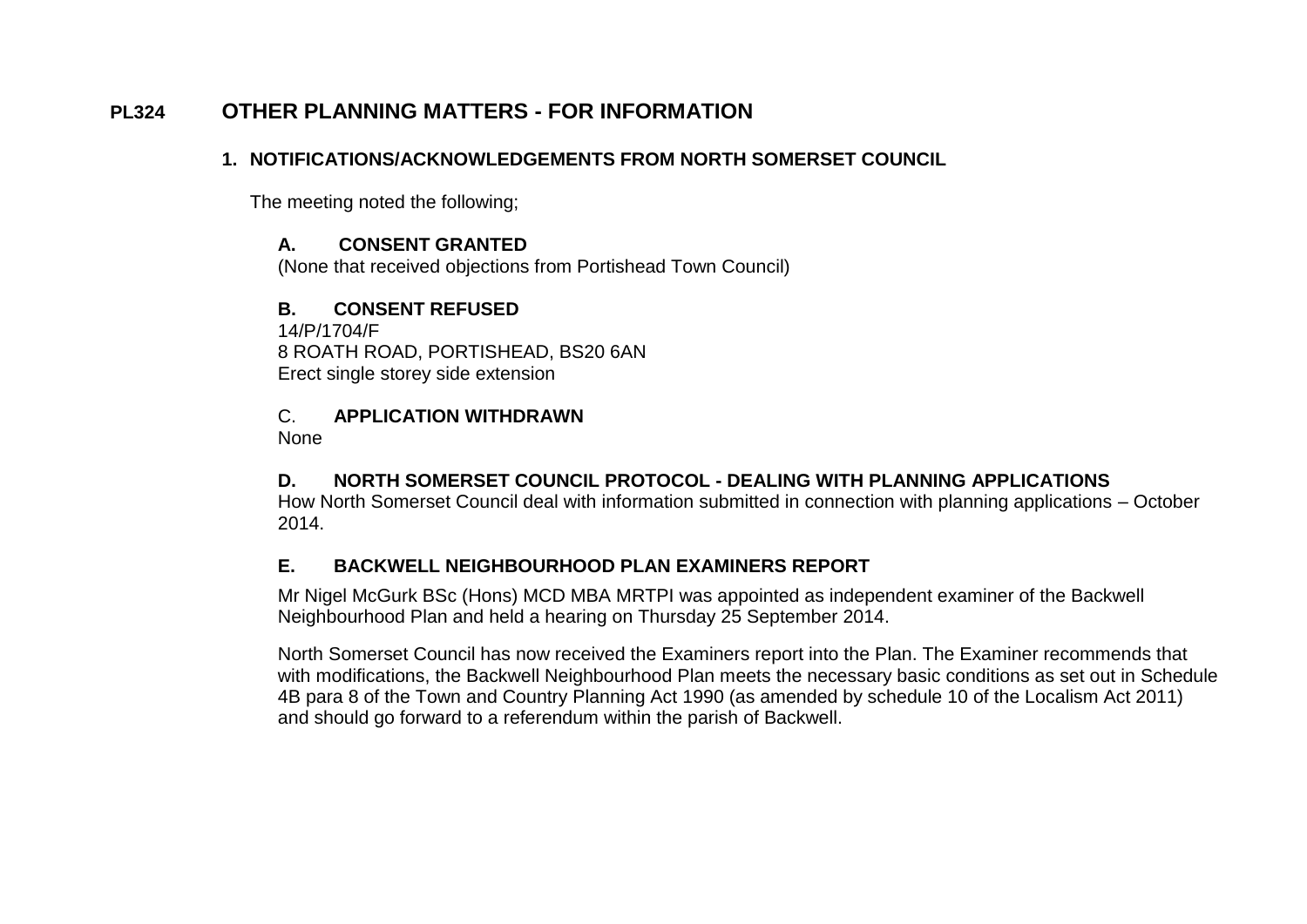## PL324 OTHER PLANNING MATTERS - FOR INFORMATION

### 1. NOTIFICATIONS/ACKNOWLEDGEMENTS FROM NORTH SOMERSET COUNCIL

The meeting noted the following;

**A. CONSENT GRANTED**

(None that received objections from Portishead Town Council)

**B. CONSENT REFUSED**

14/P/1704/F
8 ROATH ROAD, PORTISHEAD, BS20 6AN
Erect single storey side extension

C. **APPLICATION WITHDRAWN**

None

**D. NORTH SOMERSET COUNCIL PROTOCOL - DEALING WITH PLANNING APPLICATIONS**

How North Somerset Council deal with information submitted in connection with planning applications – October 2014.

**E. BACKWELL NEIGHBOURHOOD PLAN EXAMINERS REPORT**

Mr Nigel McGurk BSc (Hons) MCD MBA MRTPI was appointed as independent examiner of the Backwell Neighbourhood Plan and held a hearing on Thursday 25 September 2014.

North Somerset Council has now received the Examiners report into the Plan. The Examiner recommends that with modifications, the Backwell Neighbourhood Plan meets the necessary basic conditions as set out in Schedule 4B para 8 of the Town and Country Planning Act 1990 (as amended by schedule 10 of the Localism Act 2011) and should go forward to a referendum within the parish of Backwell.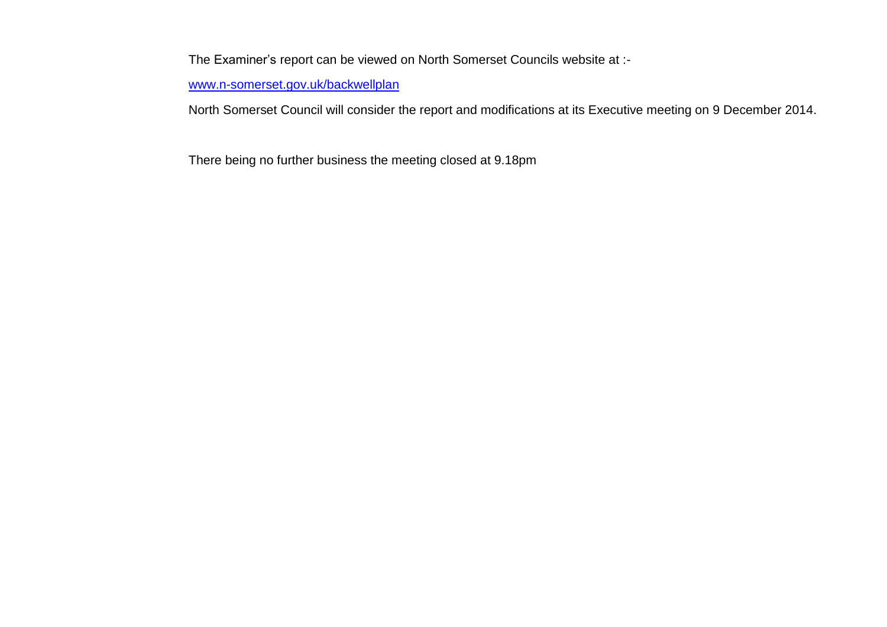The Examiner's report can be viewed on North Somerset Councils website at :-

[www.n-somerset.gov.uk/backwellplan](http://www.n-somerset.gov.uk/backwellplan)

North Somerset Council will consider the report and modifications at its Executive meeting on 9 December 2014.

There being no further business the meeting closed at 9.18pm